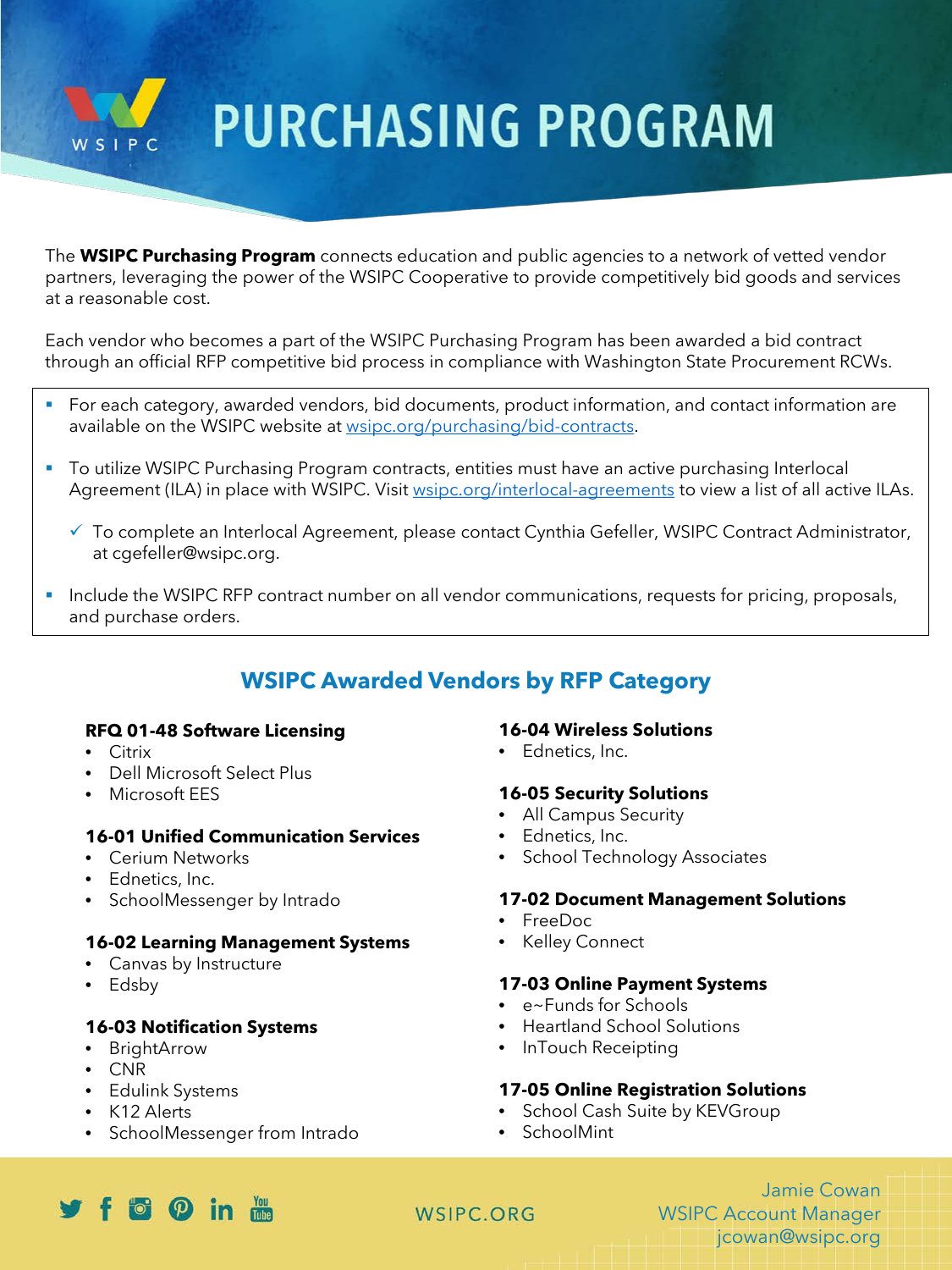# PURCHASING PROGRAM

The **WSIPC Purchasing Program** connects education and public agencies to a network of vetted vendor partners, leveraging the power of the WSIPC Cooperative to provide competitively bid goods and services at a reasonable cost.

Each vendor who becomes a part of the WSIPC Purchasing Program has been awarded a bid contract through an official RFP competitive bid process in compliance with Washington State Procurement RCWs.

- For each category, awarded vendors, bid documents, product information, and contact information are available on the WSIPC website at wsipc.org/purchasing/bid-contracts.
- To utilize WSIPC Purchasing Program contracts, entities must have an active purchasing Interlocal Agreement (ILA) in place with WSIPC. Visit wsipc.org/interlocal-agreements to view a list of all active ILAs.
  - ✓ To complete an Interlocal Agreement, please contact Cynthia Gefeller, WSIPC Contract Administrator, at cgefeller@wsipc.org.
- Include the WSIPC RFP contract number on all vendor communications, requests for pricing, proposals, and purchase orders.

## WSIPC Awarded Vendors by RFP Category

**RFQ 01-48 Software Licensing**
- Citrix
- Dell Microsoft Select Plus
- Microsoft EES

**16-01 Unified Communication Services**
- Cerium Networks
- Ednetics, Inc.
- SchoolMessenger by Intrado

**16-02 Learning Management Systems**
- Canvas by Instructure
- Edsby

**16-03 Notification Systems**
- BrightArrow
- CNR
- Edulink Systems
- K12 Alerts
- SchoolMessenger from Intrado

**16-04 Wireless Solutions**
- Ednetics, Inc.

**16-05 Security Solutions**
- All Campus Security
- Ednetics, Inc.
- School Technology Associates

**17-02 Document Management Solutions**
- FreeDoc
- Kelley Connect

**17-03 Online Payment Systems**
- e~Funds for Schools
- Heartland School Solutions
- InTouch Receipting

**17-05 Online Registration Solutions**
- School Cash Suite by KEVGroup
- SchoolMint

WSIPC.ORG

Jamie Cowan
WSIPC Account Manager
jcowan@wsipc.org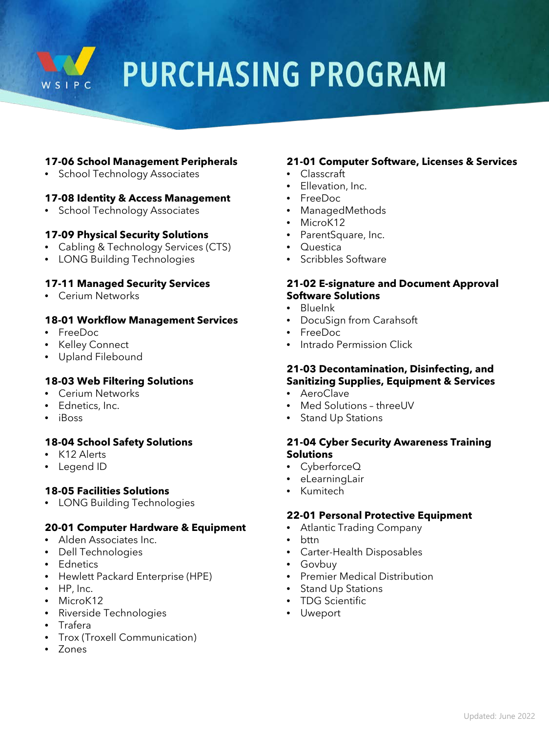# PURCHASING PROGRAM

### 17-06 School Management Peripherals

- School Technology Associates

### 17-08 Identity & Access Management

- School Technology Associates

### 17-09 Physical Security Solutions

- Cabling & Technology Services (CTS)
- LONG Building Technologies

### 17-11 Managed Security Services

- Cerium Networks

### 18-01 Workflow Management Services

- FreeDoc
- Kelley Connect
- Upland Filebound

### 18-03 Web Filtering Solutions

- Cerium Networks
- Ednetics, Inc.
- iBoss

### 18-04 School Safety Solutions

- K12 Alerts
- Legend ID

### 18-05 Facilities Solutions

- LONG Building Technologies

### 20-01 Computer Hardware & Equipment

- Alden Associates Inc.
- Dell Technologies
- Ednetics
- Hewlett Packard Enterprise (HPE)
- HP, Inc.
- MicroK12
- Riverside Technologies
- Trafera
- Trox (Troxell Communication)
- Zones

### 21-01 Computer Software, Licenses & Services

- Classcraft
- Ellevation, Inc.
- FreeDoc
- ManagedMethods
- MicroK12
- ParentSquare, Inc.
- Questica
- Scribbles Software

### 21-02 E-signature and Document Approval Software Solutions

- BlueInk
- DocuSign from Carahsoft
- FreeDoc
- Intrado Permission Click

### 21-03 Decontamination, Disinfecting, and Sanitizing Supplies, Equipment & Services

- AeroClave
- Med Solutions – threeUV
- Stand Up Stations

### 21-04 Cyber Security Awareness Training Solutions

- CyberforceQ
- eLearningLair
- Kumitech

### 22-01 Personal Protective Equipment

- Atlantic Trading Company
- bttn
- Carter-Health Disposables
- Govbuy
- Premier Medical Distribution
- Stand Up Stations
- TDG Scientific
- Uweport

Updated: June 2022